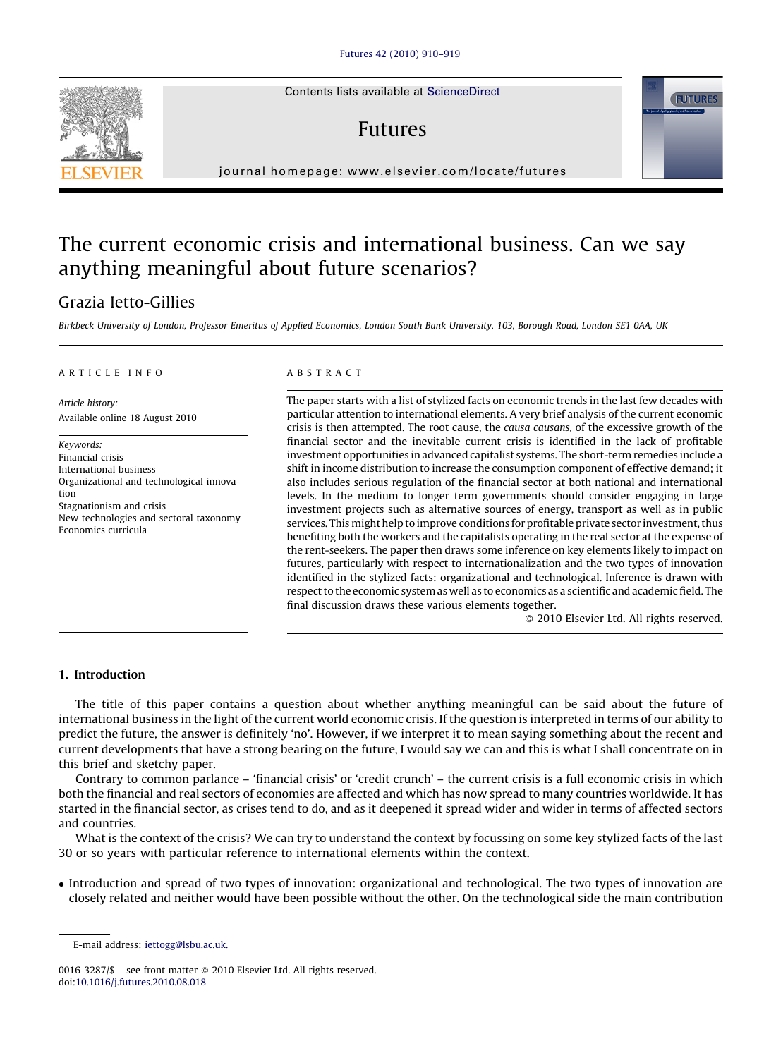# The current economic crisis and international business. Can we say anything meaningful about future scenarios?

Grazia Ietto-Gillies

*Birkbeck University of London, Professor Emeritus of Applied Economics, London South Bank University, 103, Borough Road, London SE1 0AA, UK*

ARTICLE INFO

*Article history:*
Available online 18 August 2010

*Keywords:*
Financial crisis
International business
Organizational and technological innovation
Stagnationism and crisis
New technologies and sectoral taxonomy
Economics curricula

ABSTRACT

The paper starts with a list of stylized facts on economic trends in the last few decades with particular attention to international elements. A very brief analysis of the current economic crisis is then attempted. The root cause, the *causa causans*, of the excessive growth of the financial sector and the inevitable current crisis is identified in the lack of profitable investment opportunities in advanced capitalist systems. The short-term remedies include a shift in income distribution to increase the consumption component of effective demand; it also includes serious regulation of the financial sector at both national and international levels. In the medium to longer term governments should consider engaging in large investment projects such as alternative sources of energy, transport as well as in public services. This might help to improve conditions for profitable private sector investment, thus benefiting both the workers and the capitalists operating in the real sector at the expense of the rent-seekers. The paper then draws some inference on key elements likely to impact on futures, particularly with respect to internationalization and the two types of innovation identified in the stylized facts: organizational and technological. Inference is drawn with respect to the economic system as well as to economics as a scientific and academic field. The final discussion draws these various elements together.

© 2010 Elsevier Ltd. All rights reserved.

## 1. Introduction

The title of this paper contains a question about whether anything meaningful can be said about the future of international business in the light of the current world economic crisis. If the question is interpreted in terms of our ability to predict the future, the answer is definitely 'no'. However, if we interpret it to mean saying something about the recent and current developments that have a strong bearing on the future, I would say we can and this is what I shall concentrate on in this brief and sketchy paper.

Contrary to common parlance – 'financial crisis' or 'credit crunch' – the current crisis is a full economic crisis in which both the financial and real sectors of economies are affected and which has now spread to many countries worldwide. It has started in the financial sector, as crises tend to do, and as it deepened it spread wider and wider in terms of affected sectors and countries.

What is the context of the crisis? We can try to understand the context by focussing on some key stylized facts of the last 30 or so years with particular reference to international elements within the context.

- Introduction and spread of two types of innovation: organizational and technological. The two types of innovation are closely related and neither would have been possible without the other. On the technological side the main contribution

E-mail address: iettogg@lsbu.ac.uk.

0016-3287/$ – see front matter © 2010 Elsevier Ltd. All rights reserved.
doi:10.1016/j.futures.2010.08.018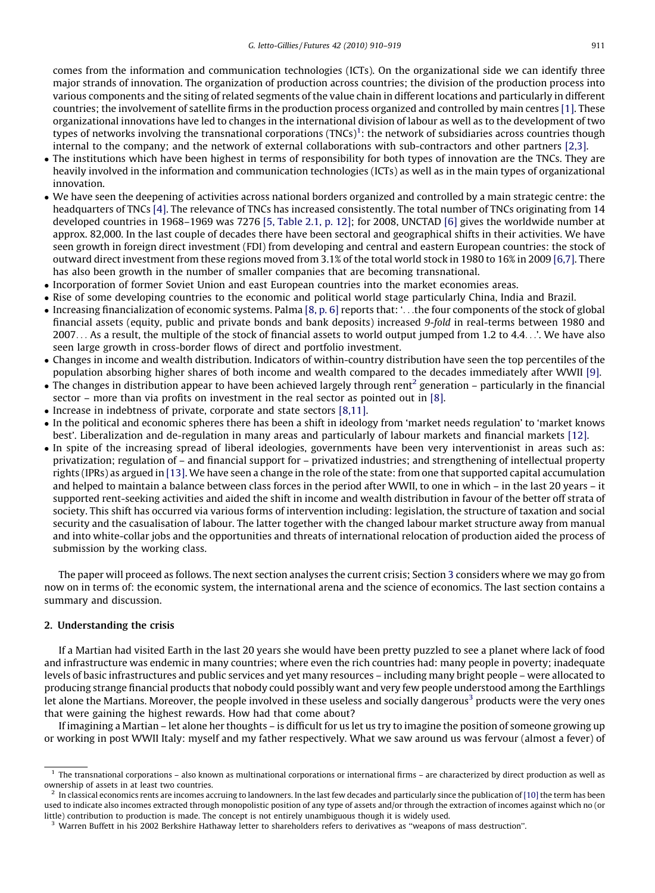comes from the information and communication technologies (ICTs). On the organizational side we can identify three major strands of innovation. The organization of production across countries; the division of the production process into various components and the siting of related segments of the value chain in different locations and particularly in different countries; the involvement of satellite firms in the production process organized and controlled by main centres [1]. These organizational innovations have led to changes in the international division of labour as well as to the development of two types of networks involving the transnational corporations (TNCs)[1]: the network of subsidiaries across countries though internal to the company; and the network of external collaborations with sub-contractors and other partners [2,3].

- The institutions which have been highest in terms of responsibility for both types of innovation are the TNCs. They are heavily involved in the information and communication technologies (ICTs) as well as in the main types of organizational innovation.
- We have seen the deepening of activities across national borders organized and controlled by a main strategic centre: the headquarters of TNCs [4]. The relevance of TNCs has increased consistently. The total number of TNCs originating from 14 developed countries in 1968–1969 was 7276 [5, Table 2.1, p. 12]; for 2008, UNCTAD [6] gives the worldwide number at approx. 82,000. In the last couple of decades there have been sectoral and geographical shifts in their activities. We have seen growth in foreign direct investment (FDI) from developing and central and eastern European countries: the stock of outward direct investment from these regions moved from 3.1% of the total world stock in 1980 to 16% in 2009 [6,7]. There has also been growth in the number of smaller companies that are becoming transnational.
- Incorporation of former Soviet Union and east European countries into the market economies areas.
- Rise of some developing countries to the economic and political world stage particularly China, India and Brazil.
- Increasing financialization of economic systems. Palma [8, p. 6] reports that: '...the four components of the stock of global financial assets (equity, public and private bonds and bank deposits) increased *9-fold* in real-terms between 1980 and 2007... As a result, the multiple of the stock of financial assets to world output jumped from 1.2 to 4.4...'. We have also seen large growth in cross-border flows of direct and portfolio investment.
- Changes in income and wealth distribution. Indicators of within-country distribution have seen the top percentiles of the population absorbing higher shares of both income and wealth compared to the decades immediately after WWII [9].
- The changes in distribution appear to have been achieved largely through rent[2] generation – particularly in the financial sector – more than via profits on investment in the real sector as pointed out in [8].
- Increase in indebtness of private, corporate and state sectors [8,11].
- In the political and economic spheres there has been a shift in ideology from 'market needs regulation' to 'market knows best'. Liberalization and de-regulation in many areas and particularly of labour markets and financial markets [12].
- In spite of the increasing spread of liberal ideologies, governments have been very interventionist in areas such as: privatization; regulation of – and financial support for – privatized industries; and strengthening of intellectual property rights (IPRs) as argued in [13]. We have seen a change in the role of the state: from one that supported capital accumulation and helped to maintain a balance between class forces in the period after WWII, to one in which – in the last 20 years – it supported rent-seeking activities and aided the shift in income and wealth distribution in favour of the better off strata of society. This shift has occurred via various forms of intervention including: legislation, the structure of taxation and social security and the casualisation of labour. The latter together with the changed labour market structure away from manual and into white-collar jobs and the opportunities and threats of international relocation of production aided the process of submission by the working class.

The paper will proceed as follows. The next section analyses the current crisis; Section 3 considers where we may go from now on in terms of: the economic system, the international arena and the science of economics. The last section contains a summary and discussion.

## 2. Understanding the crisis

If a Martian had visited Earth in the last 20 years she would have been pretty puzzled to see a planet where lack of food and infrastructure was endemic in many countries; where even the rich countries had: many people in poverty; inadequate levels of basic infrastructures and public services and yet many resources – including many bright people – were allocated to producing strange financial products that nobody could possibly want and very few people understood among the Earthlings let alone the Martians. Moreover, the people involved in these useless and socially dangerous[3] products were the very ones that were gaining the highest rewards. How had that come about?

If imagining a Martian – let alone her thoughts – is difficult for us let us try to imagine the position of someone growing up or working in post WWII Italy: myself and my father respectively. What we saw around us was fervour (almost a fever) of

---

[1] The transnational corporations – also known as multinational corporations or international firms – are characterized by direct production as well as ownership of assets in at least two countries.

[2] In classical economics rents are incomes accruing to landowners. In the last few decades and particularly since the publication of [10] the term has been used to indicate also incomes extracted through monopolistic position of any type of assets and/or through the extraction of incomes against which no (or little) contribution to production is made. The concept is not entirely unambiguous though it is widely used.

[3] Warren Buffett in his 2002 Berkshire Hathaway letter to shareholders refers to derivatives as "weapons of mass destruction".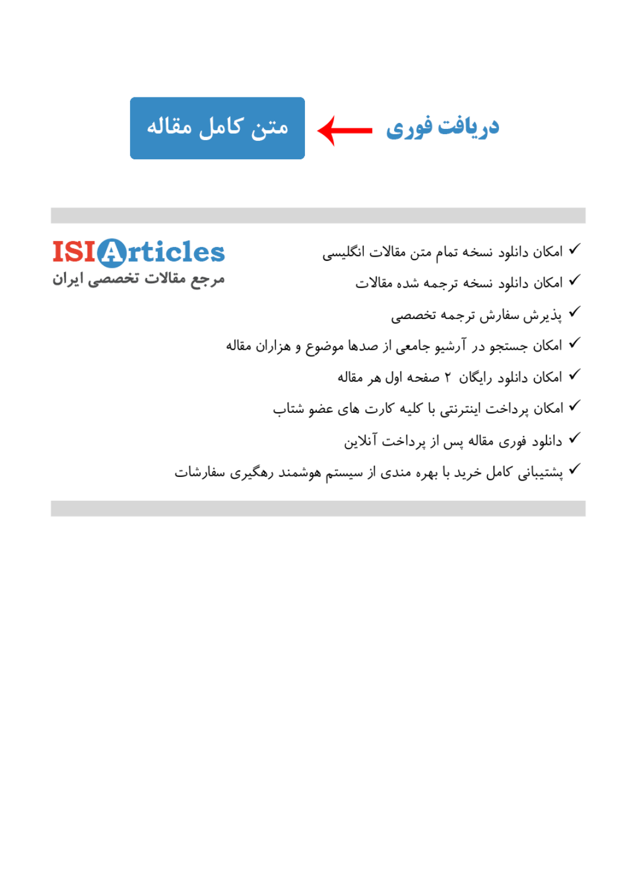دریافت فوری ← متن کامل مقاله

**ISIArticles**
مرجع مقالات تخصصی ایران

- ✓ امکان دانلود نسخه تمام متن مقالات انگلیسی
- ✓ امکان دانلود نسخه ترجمه شده مقالات
- ✓ پذیرش سفارش ترجمه تخصصی
- ✓ امکان جستجو در آرشیو جامعی از صدها موضوع و هزاران مقاله
- ✓ امکان دانلود رایگان ۲ صفحه اول هر مقاله
- ✓ امکان پرداخت اینترنتی با کلیه کارت های عضو شتاب
- ✓ دانلود فوری مقاله پس از پرداخت آنلاین
- ✓ پشتیبانی کامل خرید با بهره مندی از سیستم هوشمند رهگیری سفارشات